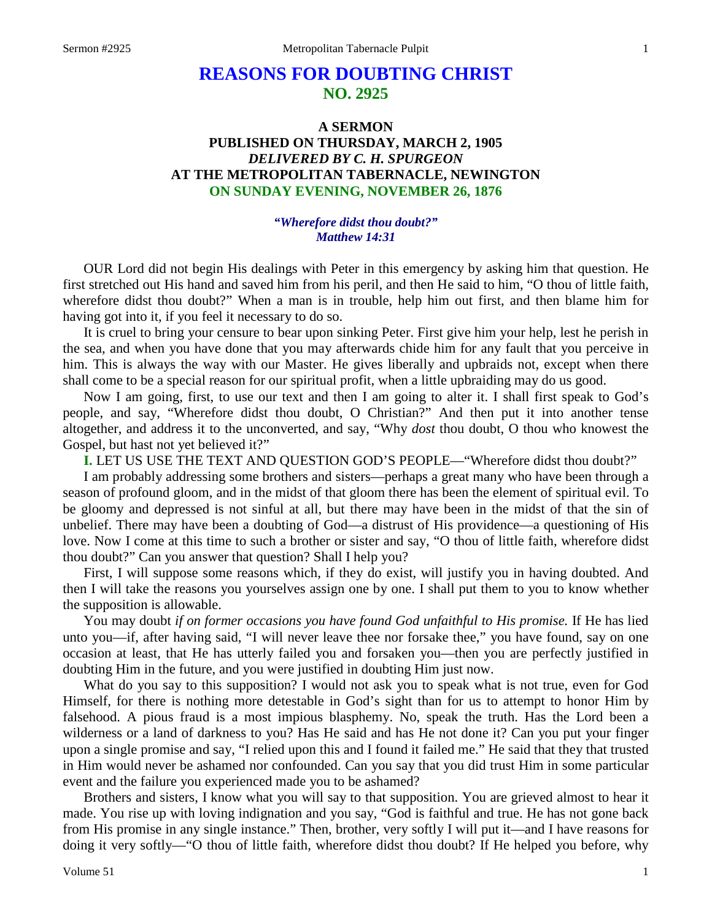# REASONS FOR DOUBTING CHRIST
## NO. 2925

### A SERMON
### PUBLISHED ON THURSDAY, MARCH 2, 1905
### *DELIVERED BY C. H. SPURGEON*
### AT THE METROPOLITAN TABERNACLE, NEWINGTON
### ON SUNDAY EVENING, NOVEMBER 26, 1876

***"Wherefore didst thou doubt?"***
***Matthew 14:31***

OUR Lord did not begin His dealings with Peter in this emergency by asking him that question. He first stretched out His hand and saved him from his peril, and then He said to him, "O thou of little faith, wherefore didst thou doubt?" When a man is in trouble, help him out first, and then blame him for having got into it, if you feel it necessary to do so.

It is cruel to bring your censure to bear upon sinking Peter. First give him your help, lest he perish in the sea, and when you have done that you may afterwards chide him for any fault that you perceive in him. This is always the way with our Master. He gives liberally and upbraids not, except when there shall come to be a special reason for our spiritual profit, when a little upbraiding may do us good.

Now I am going, first, to use our text and then I am going to alter it. I shall first speak to God's people, and say, "Wherefore didst thou doubt, O Christian?" And then put it into another tense altogether, and address it to the unconverted, and say, "Why *dost* thou doubt, O thou who knowest the Gospel, but hast not yet believed it?"

**I.** LET US USE THE TEXT AND QUESTION GOD'S PEOPLE—"Wherefore didst thou doubt?"

I am probably addressing some brothers and sisters—perhaps a great many who have been through a season of profound gloom, and in the midst of that gloom there has been the element of spiritual evil. To be gloomy and depressed is not sinful at all, but there may have been in the midst of that the sin of unbelief. There may have been a doubting of God—a distrust of His providence—a questioning of His love. Now I come at this time to such a brother or sister and say, "O thou of little faith, wherefore didst thou doubt?" Can you answer that question? Shall I help you?

First, I will suppose some reasons which, if they do exist, will justify you in having doubted. And then I will take the reasons you yourselves assign one by one. I shall put them to you to know whether the supposition is allowable.

You may doubt *if on former occasions you have found God unfaithful to His promise.* If He has lied unto you—if, after having said, "I will never leave thee nor forsake thee," you have found, say on one occasion at least, that He has utterly failed you and forsaken you—then you are perfectly justified in doubting Him in the future, and you were justified in doubting Him just now.

What do you say to this supposition? I would not ask you to speak what is not true, even for God Himself, for there is nothing more detestable in God's sight than for us to attempt to honor Him by falsehood. A pious fraud is a most impious blasphemy. No, speak the truth. Has the Lord been a wilderness or a land of darkness to you? Has He said and has He not done it? Can you put your finger upon a single promise and say, "I relied upon this and I found it failed me." He said that they that trusted in Him would never be ashamed nor confounded. Can you say that you did trust Him in some particular event and the failure you experienced made you to be ashamed?

Brothers and sisters, I know what you will say to that supposition. You are grieved almost to hear it made. You rise up with loving indignation and you say, "God is faithful and true. He has not gone back from His promise in any single instance." Then, brother, very softly I will put it—and I have reasons for doing it very softly—"O thou of little faith, wherefore didst thou doubt? If He helped you before, why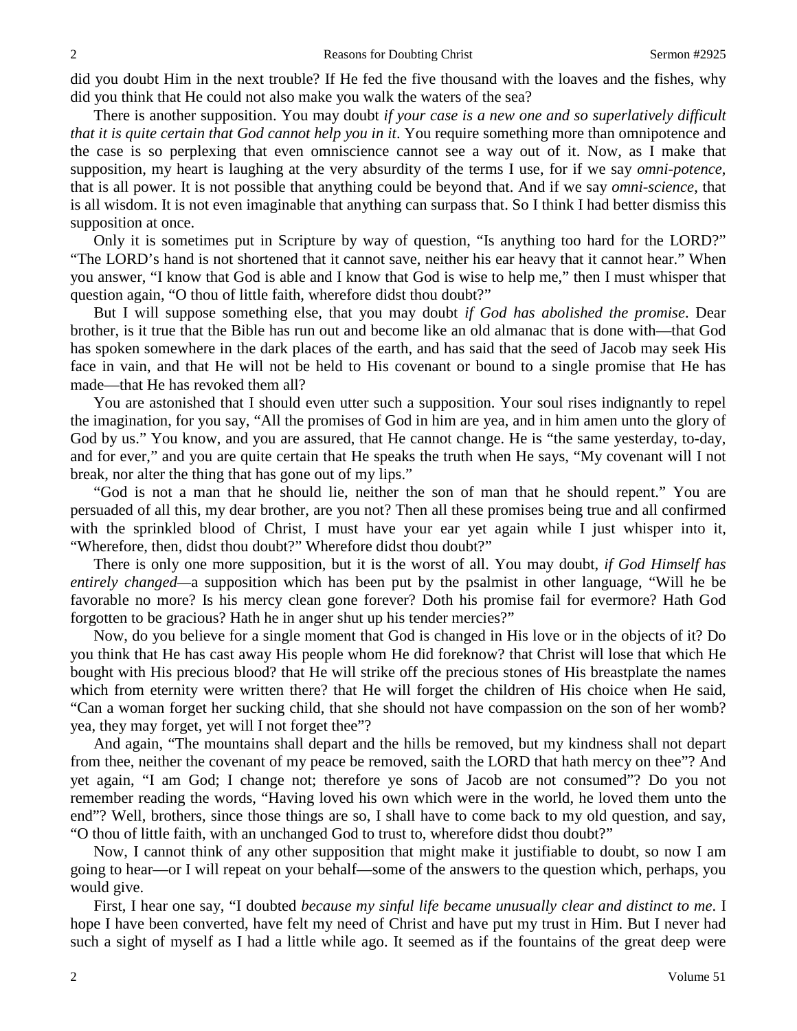did you doubt Him in the next trouble? If He fed the five thousand with the loaves and the fishes, why did you think that He could not also make you walk the waters of the sea?

There is another supposition. You may doubt *if your case is a new one and so superlatively difficult that it is quite certain that God cannot help you in it*. You require something more than omnipotence and the case is so perplexing that even omniscience cannot see a way out of it. Now, as I make that supposition, my heart is laughing at the very absurdity of the terms I use, for if we say *omni-potence*, that is all power. It is not possible that anything could be beyond that. And if we say *omni-science*, that is all wisdom. It is not even imaginable that anything can surpass that. So I think I had better dismiss this supposition at once.

Only it is sometimes put in Scripture by way of question, "Is anything too hard for the LORD?" "The LORD's hand is not shortened that it cannot save, neither his ear heavy that it cannot hear." When you answer, "I know that God is able and I know that God is wise to help me," then I must whisper that question again, "O thou of little faith, wherefore didst thou doubt?"

But I will suppose something else, that you may doubt *if God has abolished the promise*. Dear brother, is it true that the Bible has run out and become like an old almanac that is done with—that God has spoken somewhere in the dark places of the earth, and has said that the seed of Jacob may seek His face in vain, and that He will not be held to His covenant or bound to a single promise that He has made—that He has revoked them all?

You are astonished that I should even utter such a supposition. Your soul rises indignantly to repel the imagination, for you say, "All the promises of God in him are yea, and in him amen unto the glory of God by us." You know, and you are assured, that He cannot change. He is "the same yesterday, to-day, and for ever," and you are quite certain that He speaks the truth when He says, "My covenant will I not break, nor alter the thing that has gone out of my lips."

"God is not a man that he should lie, neither the son of man that he should repent." You are persuaded of all this, my dear brother, are you not? Then all these promises being true and all confirmed with the sprinkled blood of Christ, I must have your ear yet again while I just whisper into it, "Wherefore, then, didst thou doubt?" Wherefore didst thou doubt?"

There is only one more supposition, but it is the worst of all. You may doubt, *if God Himself has entirely changed*—a supposition which has been put by the psalmist in other language, "Will he be favorable no more? Is his mercy clean gone forever? Doth his promise fail for evermore? Hath God forgotten to be gracious? Hath he in anger shut up his tender mercies?"

Now, do you believe for a single moment that God is changed in His love or in the objects of it? Do you think that He has cast away His people whom He did foreknow? that Christ will lose that which He bought with His precious blood? that He will strike off the precious stones of His breastplate the names which from eternity were written there? that He will forget the children of His choice when He said, "Can a woman forget her sucking child, that she should not have compassion on the son of her womb? yea, they may forget, yet will I not forget thee"?

And again, "The mountains shall depart and the hills be removed, but my kindness shall not depart from thee, neither the covenant of my peace be removed, saith the LORD that hath mercy on thee"? And yet again, "I am God; I change not; therefore ye sons of Jacob are not consumed"? Do you not remember reading the words, "Having loved his own which were in the world, he loved them unto the end"? Well, brothers, since those things are so, I shall have to come back to my old question, and say, "O thou of little faith, with an unchanged God to trust to, wherefore didst thou doubt?"

Now, I cannot think of any other supposition that might make it justifiable to doubt, so now I am going to hear—or I will repeat on your behalf—some of the answers to the question which, perhaps, you would give.

First, I hear one say, "I doubted *because my sinful life became unusually clear and distinct to me*. I hope I have been converted, have felt my need of Christ and have put my trust in Him. But I never had such a sight of myself as I had a little while ago. It seemed as if the fountains of the great deep were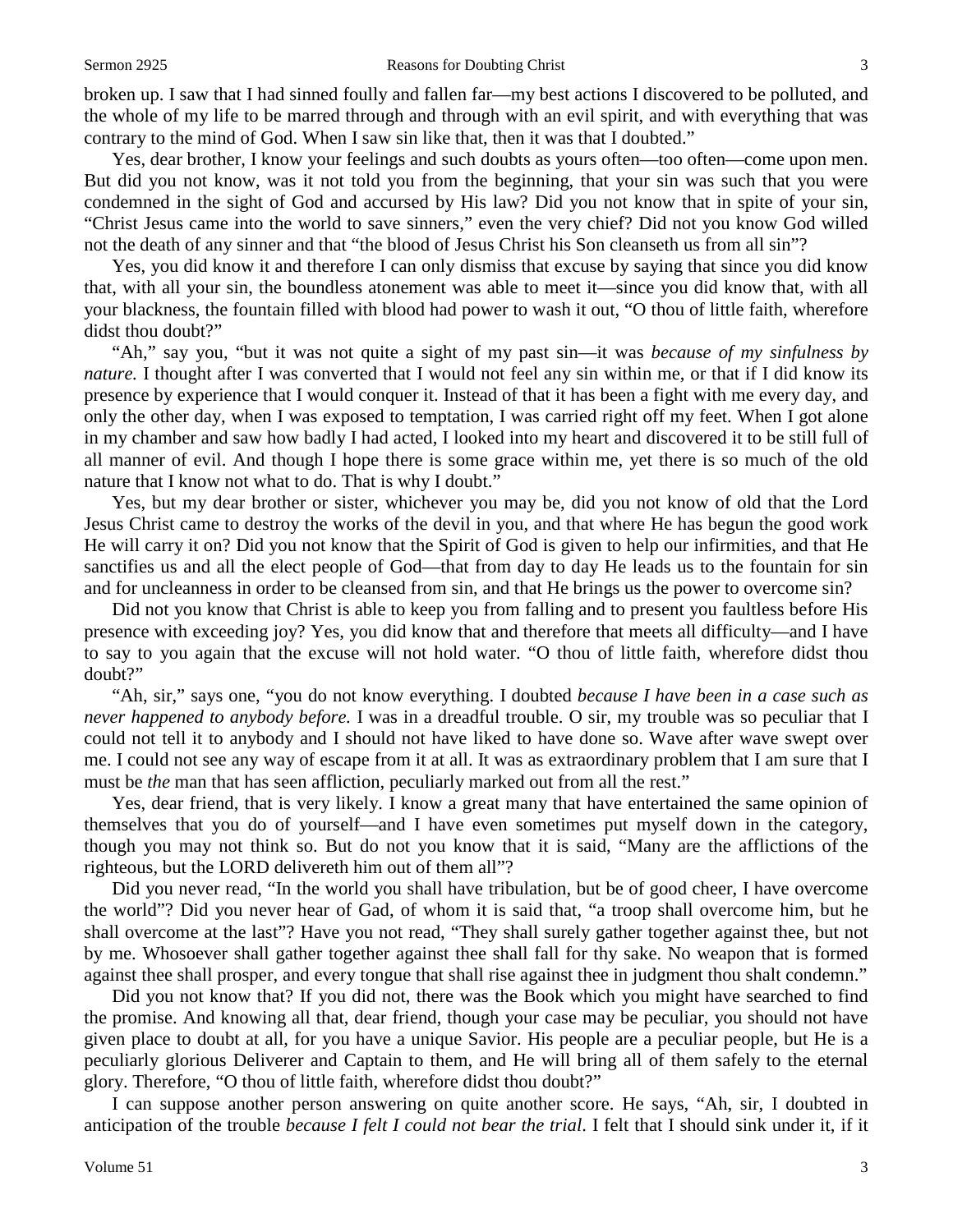broken up. I saw that I had sinned foully and fallen far—my best actions I discovered to be polluted, and the whole of my life to be marred through and through with an evil spirit, and with everything that was contrary to the mind of God. When I saw sin like that, then it was that I doubted."

Yes, dear brother, I know your feelings and such doubts as yours often—too often—come upon men. But did you not know, was it not told you from the beginning, that your sin was such that you were condemned in the sight of God and accursed by His law? Did you not know that in spite of your sin, "Christ Jesus came into the world to save sinners," even the very chief? Did not you know God willed not the death of any sinner and that "the blood of Jesus Christ his Son cleanseth us from all sin"?

Yes, you did know it and therefore I can only dismiss that excuse by saying that since you did know that, with all your sin, the boundless atonement was able to meet it—since you did know that, with all your blackness, the fountain filled with blood had power to wash it out, "O thou of little faith, wherefore didst thou doubt?"

"Ah," say you, "but it was not quite a sight of my past sin—it was *because of my sinfulness by nature.* I thought after I was converted that I would not feel any sin within me, or that if I did know its presence by experience that I would conquer it. Instead of that it has been a fight with me every day, and only the other day, when I was exposed to temptation, I was carried right off my feet. When I got alone in my chamber and saw how badly I had acted, I looked into my heart and discovered it to be still full of all manner of evil. And though I hope there is some grace within me, yet there is so much of the old nature that I know not what to do. That is why I doubt."

Yes, but my dear brother or sister, whichever you may be, did you not know of old that the Lord Jesus Christ came to destroy the works of the devil in you, and that where He has begun the good work He will carry it on? Did you not know that the Spirit of God is given to help our infirmities, and that He sanctifies us and all the elect people of God—that from day to day He leads us to the fountain for sin and for uncleanness in order to be cleansed from sin, and that He brings us the power to overcome sin?

Did not you know that Christ is able to keep you from falling and to present you faultless before His presence with exceeding joy? Yes, you did know that and therefore that meets all difficulty—and I have to say to you again that the excuse will not hold water. "O thou of little faith, wherefore didst thou doubt?"

"Ah, sir," says one, "you do not know everything. I doubted *because I have been in a case such as never happened to anybody before.* I was in a dreadful trouble. O sir, my trouble was so peculiar that I could not tell it to anybody and I should not have liked to have done so. Wave after wave swept over me. I could not see any way of escape from it at all. It was as extraordinary problem that I am sure that I must be *the* man that has seen affliction, peculiarly marked out from all the rest."

Yes, dear friend, that is very likely. I know a great many that have entertained the same opinion of themselves that you do of yourself—and I have even sometimes put myself down in the category, though you may not think so. But do not you know that it is said, "Many are the afflictions of the righteous, but the LORD delivereth him out of them all"?

Did you never read, "In the world you shall have tribulation, but be of good cheer, I have overcome the world"? Did you never hear of Gad, of whom it is said that, "a troop shall overcome him, but he shall overcome at the last"? Have you not read, "They shall surely gather together against thee, but not by me. Whosoever shall gather together against thee shall fall for thy sake. No weapon that is formed against thee shall prosper, and every tongue that shall rise against thee in judgment thou shalt condemn."

Did you not know that? If you did not, there was the Book which you might have searched to find the promise. And knowing all that, dear friend, though your case may be peculiar, you should not have given place to doubt at all, for you have a unique Savior. His people are a peculiar people, but He is a peculiarly glorious Deliverer and Captain to them, and He will bring all of them safely to the eternal glory. Therefore, "O thou of little faith, wherefore didst thou doubt?"

I can suppose another person answering on quite another score. He says, "Ah, sir, I doubted in anticipation of the trouble *because I felt I could not bear the trial*. I felt that I should sink under it, if it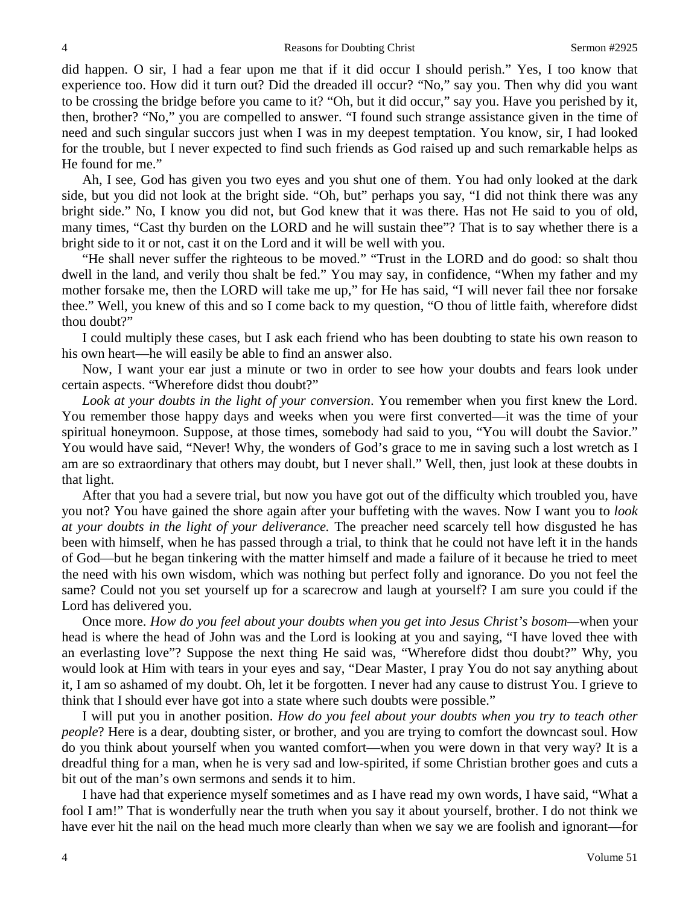did happen. O sir, I had a fear upon me that if it did occur I should perish." Yes, I too know that experience too. How did it turn out? Did the dreaded ill occur? "No," say you. Then why did you want to be crossing the bridge before you came to it? "Oh, but it did occur," say you. Have you perished by it, then, brother? "No," you are compelled to answer. "I found such strange assistance given in the time of need and such singular succors just when I was in my deepest temptation. You know, sir, I had looked for the trouble, but I never expected to find such friends as God raised up and such remarkable helps as He found for me."

Ah, I see, God has given you two eyes and you shut one of them. You had only looked at the dark side, but you did not look at the bright side. "Oh, but" perhaps you say, "I did not think there was any bright side." No, I know you did not, but God knew that it was there. Has not He said to you of old, many times, "Cast thy burden on the LORD and he will sustain thee"? That is to say whether there is a bright side to it or not, cast it on the Lord and it will be well with you.

"He shall never suffer the righteous to be moved." "Trust in the LORD and do good: so shalt thou dwell in the land, and verily thou shalt be fed." You may say, in confidence, "When my father and my mother forsake me, then the LORD will take me up," for He has said, "I will never fail thee nor forsake thee." Well, you knew of this and so I come back to my question, "O thou of little faith, wherefore didst thou doubt?"

I could multiply these cases, but I ask each friend who has been doubting to state his own reason to his own heart—he will easily be able to find an answer also.

Now, I want your ear just a minute or two in order to see how your doubts and fears look under certain aspects. "Wherefore didst thou doubt?"

*Look at your doubts in the light of your conversion*. You remember when you first knew the Lord. You remember those happy days and weeks when you were first converted—it was the time of your spiritual honeymoon. Suppose, at those times, somebody had said to you, "You will doubt the Savior." You would have said, "Never! Why, the wonders of God's grace to me in saving such a lost wretch as I am are so extraordinary that others may doubt, but I never shall." Well, then, just look at these doubts in that light.

After that you had a severe trial, but now you have got out of the difficulty which troubled you, have you not? You have gained the shore again after your buffeting with the waves. Now I want you to *look at your doubts in the light of your deliverance.* The preacher need scarcely tell how disgusted he has been with himself, when he has passed through a trial, to think that he could not have left it in the hands of God—but he began tinkering with the matter himself and made a failure of it because he tried to meet the need with his own wisdom, which was nothing but perfect folly and ignorance. Do you not feel the same? Could not you set yourself up for a scarecrow and laugh at yourself? I am sure you could if the Lord has delivered you.

Once more. *How do you feel about your doubts when you get into Jesus Christ's bosom*—when your head is where the head of John was and the Lord is looking at you and saying, "I have loved thee with an everlasting love"? Suppose the next thing He said was, "Wherefore didst thou doubt?" Why, you would look at Him with tears in your eyes and say, "Dear Master, I pray You do not say anything about it, I am so ashamed of my doubt. Oh, let it be forgotten. I never had any cause to distrust You. I grieve to think that I should ever have got into a state where such doubts were possible."

I will put you in another position. *How do you feel about your doubts when you try to teach other people*? Here is a dear, doubting sister, or brother, and you are trying to comfort the downcast soul. How do you think about yourself when you wanted comfort—when you were down in that very way? It is a dreadful thing for a man, when he is very sad and low-spirited, if some Christian brother goes and cuts a bit out of the man's own sermons and sends it to him.

I have had that experience myself sometimes and as I have read my own words, I have said, "What a fool I am!" That is wonderfully near the truth when you say it about yourself, brother. I do not think we have ever hit the nail on the head much more clearly than when we say we are foolish and ignorant—for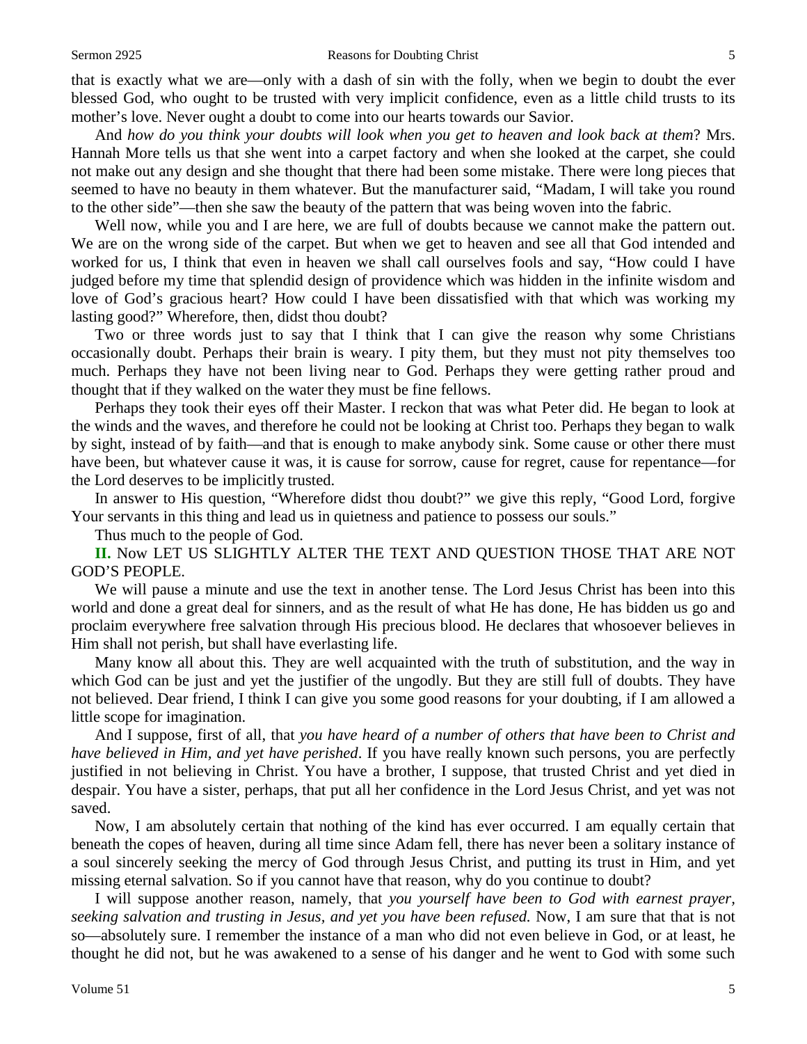that is exactly what we are—only with a dash of sin with the folly, when we begin to doubt the ever blessed God, who ought to be trusted with very implicit confidence, even as a little child trusts to its mother's love. Never ought a doubt to come into our hearts towards our Savior.

And *how do you think your doubts will look when you get to heaven and look back at them*? Mrs. Hannah More tells us that she went into a carpet factory and when she looked at the carpet, she could not make out any design and she thought that there had been some mistake. There were long pieces that seemed to have no beauty in them whatever. But the manufacturer said, "Madam, I will take you round to the other side"—then she saw the beauty of the pattern that was being woven into the fabric.

Well now, while you and I are here, we are full of doubts because we cannot make the pattern out. We are on the wrong side of the carpet. But when we get to heaven and see all that God intended and worked for us, I think that even in heaven we shall call ourselves fools and say, "How could I have judged before my time that splendid design of providence which was hidden in the infinite wisdom and love of God's gracious heart? How could I have been dissatisfied with that which was working my lasting good?" Wherefore, then, didst thou doubt?

Two or three words just to say that I think that I can give the reason why some Christians occasionally doubt. Perhaps their brain is weary. I pity them, but they must not pity themselves too much. Perhaps they have not been living near to God. Perhaps they were getting rather proud and thought that if they walked on the water they must be fine fellows.

Perhaps they took their eyes off their Master. I reckon that was what Peter did. He began to look at the winds and the waves, and therefore he could not be looking at Christ too. Perhaps they began to walk by sight, instead of by faith—and that is enough to make anybody sink. Some cause or other there must have been, but whatever cause it was, it is cause for sorrow, cause for regret, cause for repentance—for the Lord deserves to be implicitly trusted.

In answer to His question, "Wherefore didst thou doubt?" we give this reply, "Good Lord, forgive Your servants in this thing and lead us in quietness and patience to possess our souls."

Thus much to the people of God.

**II.** Now LET US SLIGHTLY ALTER THE TEXT AND QUESTION THOSE THAT ARE NOT GOD'S PEOPLE.

We will pause a minute and use the text in another tense. The Lord Jesus Christ has been into this world and done a great deal for sinners, and as the result of what He has done, He has bidden us go and proclaim everywhere free salvation through His precious blood. He declares that whosoever believes in Him shall not perish, but shall have everlasting life.

Many know all about this. They are well acquainted with the truth of substitution, and the way in which God can be just and yet the justifier of the ungodly. But they are still full of doubts. They have not believed. Dear friend, I think I can give you some good reasons for your doubting, if I am allowed a little scope for imagination.

And I suppose, first of all, that *you have heard of a number of others that have been to Christ and have believed in Him, and yet have perished*. If you have really known such persons, you are perfectly justified in not believing in Christ. You have a brother, I suppose, that trusted Christ and yet died in despair. You have a sister, perhaps, that put all her confidence in the Lord Jesus Christ, and yet was not saved.

Now, I am absolutely certain that nothing of the kind has ever occurred. I am equally certain that beneath the copes of heaven, during all time since Adam fell, there has never been a solitary instance of a soul sincerely seeking the mercy of God through Jesus Christ, and putting its trust in Him, and yet missing eternal salvation. So if you cannot have that reason, why do you continue to doubt?

I will suppose another reason, namely, that *you yourself have been to God with earnest prayer, seeking salvation and trusting in Jesus, and yet you have been refused.* Now, I am sure that that is not so—absolutely sure. I remember the instance of a man who did not even believe in God, or at least, he thought he did not, but he was awakened to a sense of his danger and he went to God with some such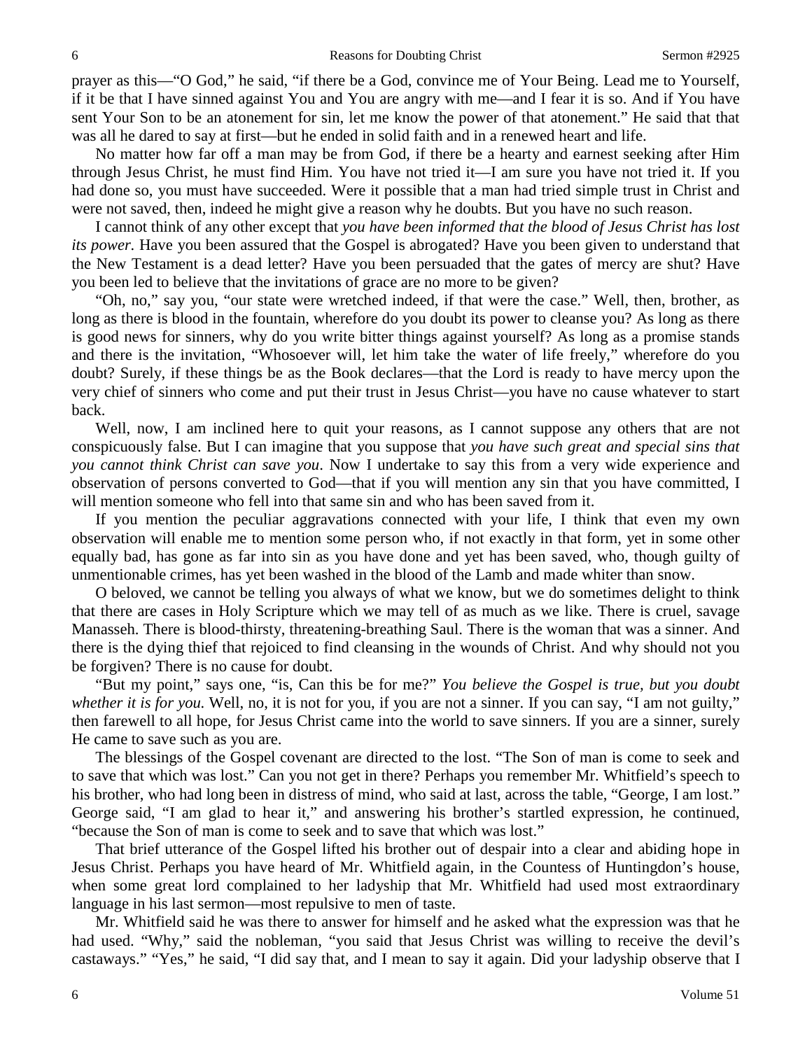prayer as this—"O God," he said, "if there be a God, convince me of Your Being. Lead me to Yourself, if it be that I have sinned against You and You are angry with me—and I fear it is so. And if You have sent Your Son to be an atonement for sin, let me know the power of that atonement." He said that that was all he dared to say at first—but he ended in solid faith and in a renewed heart and life.

No matter how far off a man may be from God, if there be a hearty and earnest seeking after Him through Jesus Christ, he must find Him. You have not tried it—I am sure you have not tried it. If you had done so, you must have succeeded. Were it possible that a man had tried simple trust in Christ and were not saved, then, indeed he might give a reason why he doubts. But you have no such reason.

I cannot think of any other except that *you have been informed that the blood of Jesus Christ has lost its power.* Have you been assured that the Gospel is abrogated? Have you been given to understand that the New Testament is a dead letter? Have you been persuaded that the gates of mercy are shut? Have you been led to believe that the invitations of grace are no more to be given?

"Oh, no," say you, "our state were wretched indeed, if that were the case." Well, then, brother, as long as there is blood in the fountain, wherefore do you doubt its power to cleanse you? As long as there is good news for sinners, why do you write bitter things against yourself? As long as a promise stands and there is the invitation, "Whosoever will, let him take the water of life freely," wherefore do you doubt? Surely, if these things be as the Book declares—that the Lord is ready to have mercy upon the very chief of sinners who come and put their trust in Jesus Christ—you have no cause whatever to start back.

Well, now, I am inclined here to quit your reasons, as I cannot suppose any others that are not conspicuously false. But I can imagine that you suppose that *you have such great and special sins that you cannot think Christ can save you*. Now I undertake to say this from a very wide experience and observation of persons converted to God—that if you will mention any sin that you have committed, I will mention someone who fell into that same sin and who has been saved from it.

If you mention the peculiar aggravations connected with your life, I think that even my own observation will enable me to mention some person who, if not exactly in that form, yet in some other equally bad, has gone as far into sin as you have done and yet has been saved, who, though guilty of unmentionable crimes, has yet been washed in the blood of the Lamb and made whiter than snow.

O beloved, we cannot be telling you always of what we know, but we do sometimes delight to think that there are cases in Holy Scripture which we may tell of as much as we like. There is cruel, savage Manasseh. There is blood-thirsty, threatening-breathing Saul. There is the woman that was a sinner. And there is the dying thief that rejoiced to find cleansing in the wounds of Christ. And why should not you be forgiven? There is no cause for doubt.

"But my point," says one, "is, Can this be for me?" *You believe the Gospel is true, but you doubt whether it is for you.* Well, no, it is not for you, if you are not a sinner. If you can say, "I am not guilty," then farewell to all hope, for Jesus Christ came into the world to save sinners. If you are a sinner, surely He came to save such as you are.

The blessings of the Gospel covenant are directed to the lost. "The Son of man is come to seek and to save that which was lost." Can you not get in there? Perhaps you remember Mr. Whitfield's speech to his brother, who had long been in distress of mind, who said at last, across the table, "George, I am lost." George said, "I am glad to hear it," and answering his brother's startled expression, he continued, "because the Son of man is come to seek and to save that which was lost."

That brief utterance of the Gospel lifted his brother out of despair into a clear and abiding hope in Jesus Christ. Perhaps you have heard of Mr. Whitfield again, in the Countess of Huntingdon's house, when some great lord complained to her ladyship that Mr. Whitfield had used most extraordinary language in his last sermon—most repulsive to men of taste.

Mr. Whitfield said he was there to answer for himself and he asked what the expression was that he had used. "Why," said the nobleman, "you said that Jesus Christ was willing to receive the devil's castaways." "Yes," he said, "I did say that, and I mean to say it again. Did your ladyship observe that I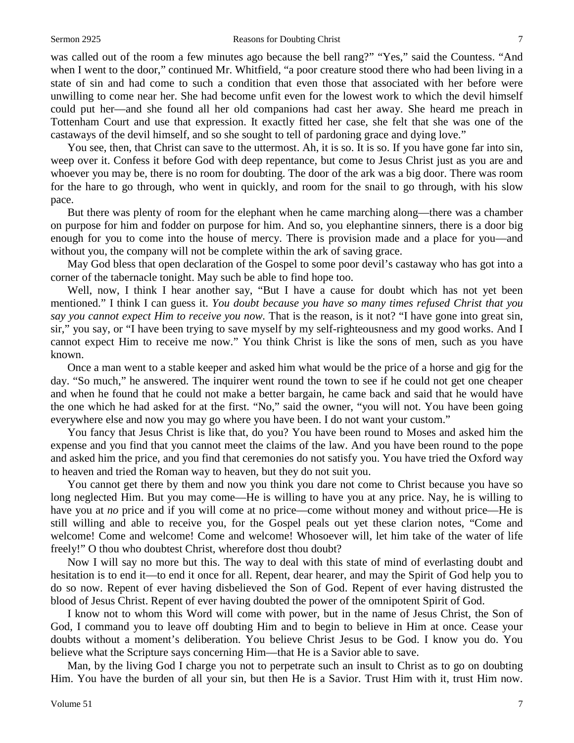was called out of the room a few minutes ago because the bell rang?" "Yes," said the Countess. "And when I went to the door," continued Mr. Whitfield, "a poor creature stood there who had been living in a state of sin and had come to such a condition that even those that associated with her before were unwilling to come near her. She had become unfit even for the lowest work to which the devil himself could put her—and she found all her old companions had cast her away. She heard me preach in Tottenham Court and use that expression. It exactly fitted her case, she felt that she was one of the castaways of the devil himself, and so she sought to tell of pardoning grace and dying love."

You see, then, that Christ can save to the uttermost. Ah, it is so. It is so. If you have gone far into sin, weep over it. Confess it before God with deep repentance, but come to Jesus Christ just as you are and whoever you may be, there is no room for doubting. The door of the ark was a big door. There was room for the hare to go through, who went in quickly, and room for the snail to go through, with his slow pace.

But there was plenty of room for the elephant when he came marching along—there was a chamber on purpose for him and fodder on purpose for him. And so, you elephantine sinners, there is a door big enough for you to come into the house of mercy. There is provision made and a place for you—and without you, the company will not be complete within the ark of saving grace.

May God bless that open declaration of the Gospel to some poor devil's castaway who has got into a corner of the tabernacle tonight. May such be able to find hope too.

Well, now, I think I hear another say, "But I have a cause for doubt which has not yet been mentioned." I think I can guess it. *You doubt because you have so many times refused Christ that you say you cannot expect Him to receive you now.* That is the reason, is it not? "I have gone into great sin, sir," you say, or "I have been trying to save myself by my self-righteousness and my good works. And I cannot expect Him to receive me now." You think Christ is like the sons of men, such as you have known.

Once a man went to a stable keeper and asked him what would be the price of a horse and gig for the day. "So much," he answered. The inquirer went round the town to see if he could not get one cheaper and when he found that he could not make a better bargain, he came back and said that he would have the one which he had asked for at the first. "No," said the owner, "you will not. You have been going everywhere else and now you may go where you have been. I do not want your custom."

You fancy that Jesus Christ is like that, do you? You have been round to Moses and asked him the expense and you find that you cannot meet the claims of the law. And you have been round to the pope and asked him the price, and you find that ceremonies do not satisfy you. You have tried the Oxford way to heaven and tried the Roman way to heaven, but they do not suit you.

You cannot get there by them and now you think you dare not come to Christ because you have so long neglected Him. But you may come—He is willing to have you at any price. Nay, he is willing to have you at *no* price and if you will come at no price—come without money and without price—He is still willing and able to receive you, for the Gospel peals out yet these clarion notes, "Come and welcome! Come and welcome! Come and welcome! Whosoever will, let him take of the water of life freely!" O thou who doubtest Christ, wherefore dost thou doubt?

Now I will say no more but this. The way to deal with this state of mind of everlasting doubt and hesitation is to end it—to end it once for all. Repent, dear hearer, and may the Spirit of God help you to do so now. Repent of ever having disbelieved the Son of God. Repent of ever having distrusted the blood of Jesus Christ. Repent of ever having doubted the power of the omnipotent Spirit of God.

I know not to whom this Word will come with power, but in the name of Jesus Christ, the Son of God, I command you to leave off doubting Him and to begin to believe in Him at once. Cease your doubts without a moment's deliberation. You believe Christ Jesus to be God. I know you do. You believe what the Scripture says concerning Him—that He is a Savior able to save.

Man, by the living God I charge you not to perpetrate such an insult to Christ as to go on doubting Him. You have the burden of all your sin, but then He is a Savior. Trust Him with it, trust Him now.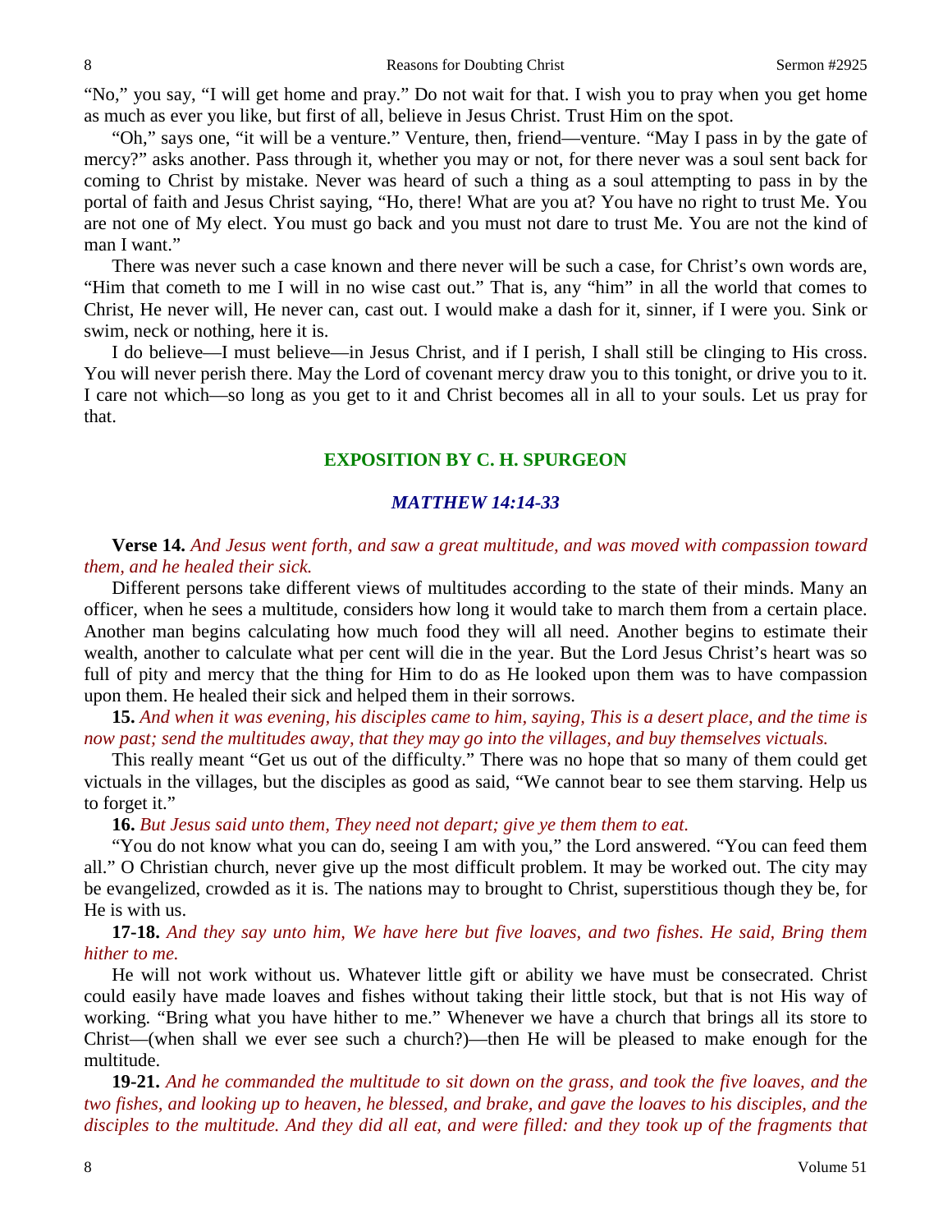"No," you say, "I will get home and pray." Do not wait for that. I wish you to pray when you get home as much as ever you like, but first of all, believe in Jesus Christ. Trust Him on the spot.

"Oh," says one, "it will be a venture." Venture, then, friend—venture. "May I pass in by the gate of mercy?" asks another. Pass through it, whether you may or not, for there never was a soul sent back for coming to Christ by mistake. Never was heard of such a thing as a soul attempting to pass in by the portal of faith and Jesus Christ saying, "Ho, there! What are you at? You have no right to trust Me. You are not one of My elect. You must go back and you must not dare to trust Me. You are not the kind of man I want."

There was never such a case known and there never will be such a case, for Christ's own words are, "Him that cometh to me I will in no wise cast out." That is, any "him" in all the world that comes to Christ, He never will, He never can, cast out. I would make a dash for it, sinner, if I were you. Sink or swim, neck or nothing, here it is.

I do believe—I must believe—in Jesus Christ, and if I perish, I shall still be clinging to His cross. You will never perish there. May the Lord of covenant mercy draw you to this tonight, or drive you to it. I care not which—so long as you get to it and Christ becomes all in all to your souls. Let us pray for that.

## EXPOSITION BY C. H. SPURGEON

### *MATTHEW 14:14-33*

**Verse 14.** *And Jesus went forth, and saw a great multitude, and was moved with compassion toward them, and he healed their sick.*

Different persons take different views of multitudes according to the state of their minds. Many an officer, when he sees a multitude, considers how long it would take to march them from a certain place. Another man begins calculating how much food they will all need. Another begins to estimate their wealth, another to calculate what per cent will die in the year. But the Lord Jesus Christ's heart was so full of pity and mercy that the thing for Him to do as He looked upon them was to have compassion upon them. He healed their sick and helped them in their sorrows.

**15.** *And when it was evening, his disciples came to him, saying, This is a desert place, and the time is now past; send the multitudes away, that they may go into the villages, and buy themselves victuals.*

This really meant "Get us out of the difficulty." There was no hope that so many of them could get victuals in the villages, but the disciples as good as said, "We cannot bear to see them starving. Help us to forget it."

**16.** *But Jesus said unto them, They need not depart; give ye them them to eat.*

"You do not know what you can do, seeing I am with you," the Lord answered. "You can feed them all." O Christian church, never give up the most difficult problem. It may be worked out. The city may be evangelized, crowded as it is. The nations may to brought to Christ, superstitious though they be, for He is with us.

**17-18.** *And they say unto him, We have here but five loaves, and two fishes. He said, Bring them hither to me.*

He will not work without us. Whatever little gift or ability we have must be consecrated. Christ could easily have made loaves and fishes without taking their little stock, but that is not His way of working. "Bring what you have hither to me." Whenever we have a church that brings all its store to Christ—(when shall we ever see such a church?)—then He will be pleased to make enough for the multitude.

**19-21.** *And he commanded the multitude to sit down on the grass, and took the five loaves, and the two fishes, and looking up to heaven, he blessed, and brake, and gave the loaves to his disciples, and the disciples to the multitude. And they did all eat, and were filled: and they took up of the fragments that*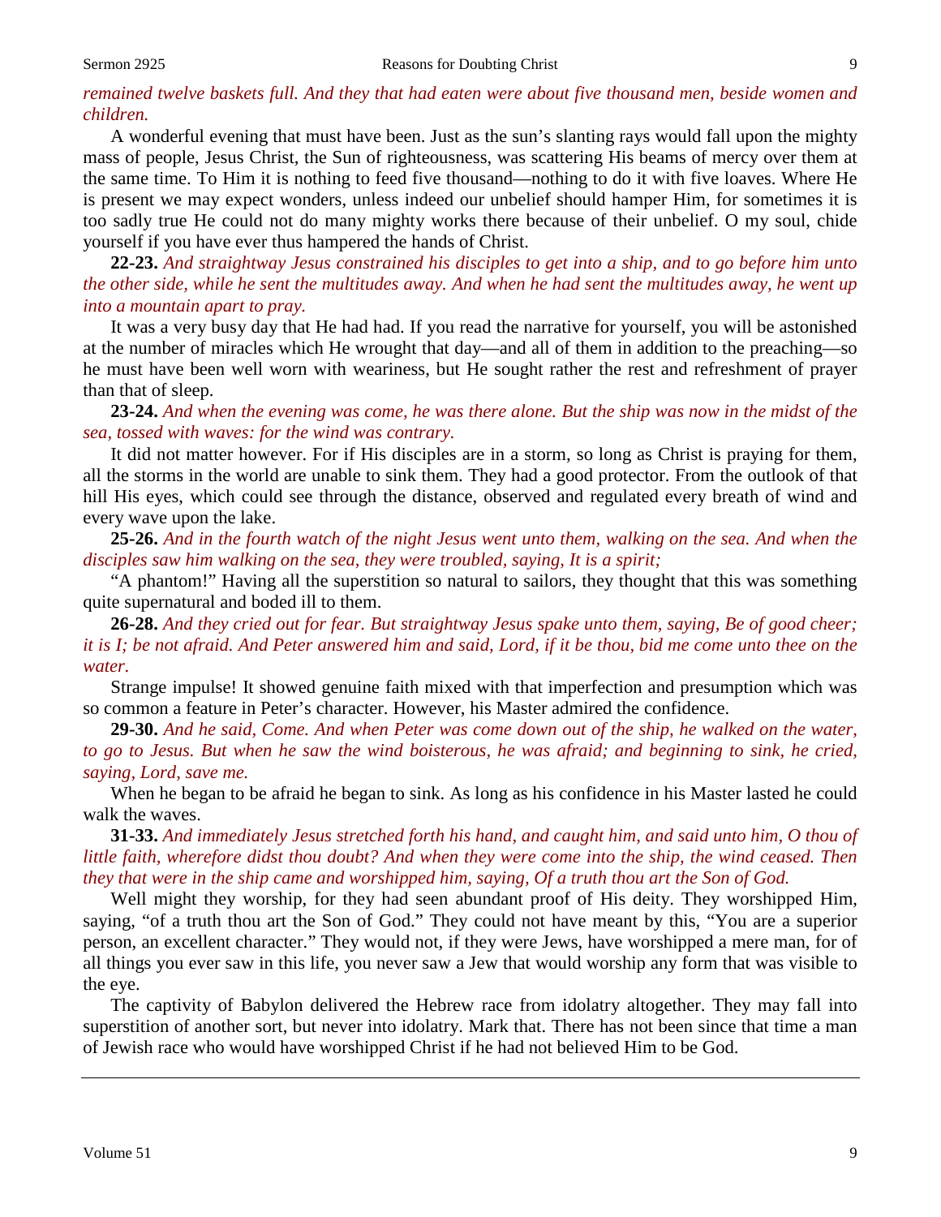*remained twelve baskets full. And they that had eaten were about five thousand men, beside women and children.*

A wonderful evening that must have been. Just as the sun's slanting rays would fall upon the mighty mass of people, Jesus Christ, the Sun of righteousness, was scattering His beams of mercy over them at the same time. To Him it is nothing to feed five thousand—nothing to do it with five loaves. Where He is present we may expect wonders, unless indeed our unbelief should hamper Him, for sometimes it is too sadly true He could not do many mighty works there because of their unbelief. O my soul, chide yourself if you have ever thus hampered the hands of Christ.

**22-23.** *And straightway Jesus constrained his disciples to get into a ship, and to go before him unto the other side, while he sent the multitudes away. And when he had sent the multitudes away, he went up into a mountain apart to pray.*

It was a very busy day that He had had. If you read the narrative for yourself, you will be astonished at the number of miracles which He wrought that day—and all of them in addition to the preaching—so he must have been well worn with weariness, but He sought rather the rest and refreshment of prayer than that of sleep.

**23-24.** *And when the evening was come, he was there alone. But the ship was now in the midst of the sea, tossed with waves: for the wind was contrary.*

It did not matter however. For if His disciples are in a storm, so long as Christ is praying for them, all the storms in the world are unable to sink them. They had a good protector. From the outlook of that hill His eyes, which could see through the distance, observed and regulated every breath of wind and every wave upon the lake.

**25-26.** *And in the fourth watch of the night Jesus went unto them, walking on the sea. And when the disciples saw him walking on the sea, they were troubled, saying, It is a spirit;*

"A phantom!" Having all the superstition so natural to sailors, they thought that this was something quite supernatural and boded ill to them.

**26-28.** *And they cried out for fear. But straightway Jesus spake unto them, saying, Be of good cheer; it is I; be not afraid. And Peter answered him and said, Lord, if it be thou, bid me come unto thee on the water.*

Strange impulse! It showed genuine faith mixed with that imperfection and presumption which was so common a feature in Peter's character. However, his Master admired the confidence.

**29-30.** *And he said, Come. And when Peter was come down out of the ship, he walked on the water, to go to Jesus. But when he saw the wind boisterous, he was afraid; and beginning to sink, he cried, saying, Lord, save me.*

When he began to be afraid he began to sink. As long as his confidence in his Master lasted he could walk the waves.

**31-33.** *And immediately Jesus stretched forth his hand, and caught him, and said unto him, O thou of little faith, wherefore didst thou doubt? And when they were come into the ship, the wind ceased. Then they that were in the ship came and worshipped him, saying, Of a truth thou art the Son of God.*

Well might they worship, for they had seen abundant proof of His deity. They worshipped Him, saying, "of a truth thou art the Son of God." They could not have meant by this, "You are a superior person, an excellent character." They would not, if they were Jews, have worshipped a mere man, for of all things you ever saw in this life, you never saw a Jew that would worship any form that was visible to the eye.

The captivity of Babylon delivered the Hebrew race from idolatry altogether. They may fall into superstition of another sort, but never into idolatry. Mark that. There has not been since that time a man of Jewish race who would have worshipped Christ if he had not believed Him to be God.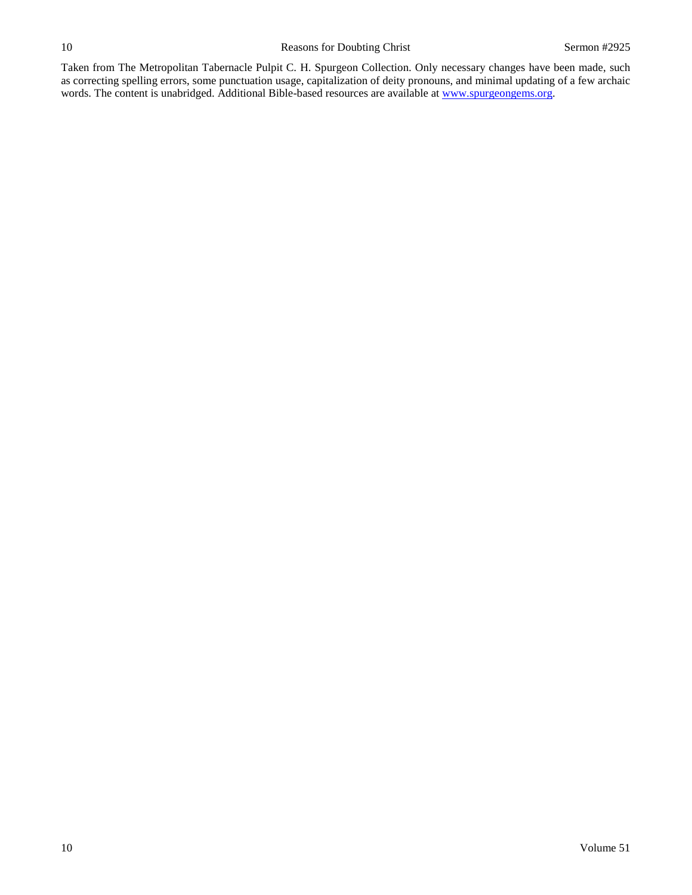Taken from The Metropolitan Tabernacle Pulpit C. H. Spurgeon Collection. Only necessary changes have been made, such as correcting spelling errors, some punctuation usage, capitalization of deity pronouns, and minimal updating of a few archaic words. The content is unabridged. Additional Bible-based resources are available at www.spurgeongems.org.